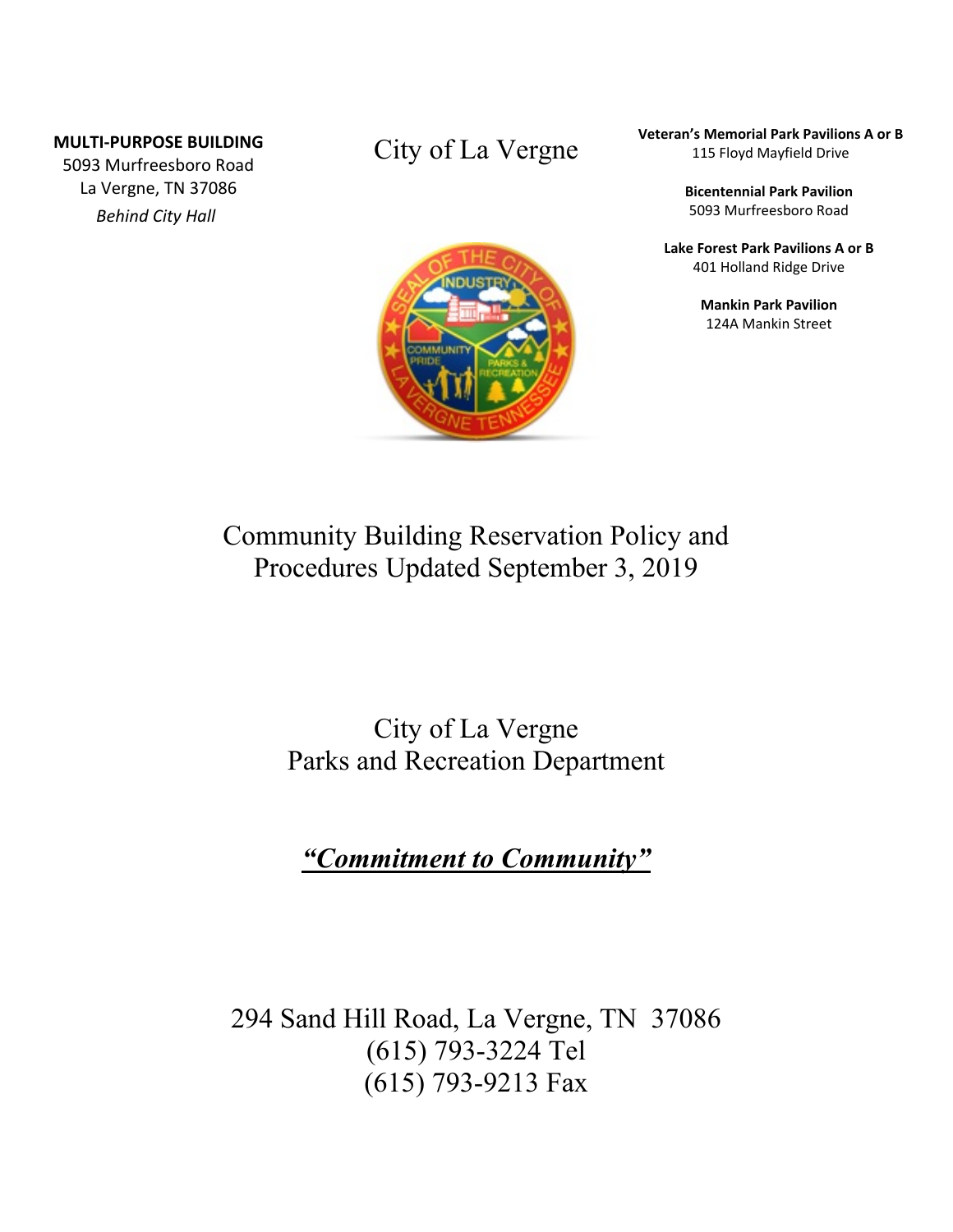**MULTI-PURPOSE BUILDING**
5093 Murfreesboro Road
La Vergne, TN 37086
*Behind City Hall*

City of La Vergne

**Veteran's Memorial Park Pavilions A or B**
115 Floyd Mayfield Drive

**Bicentennial Park Pavilion**
5093 Murfreesboro Road

**Lake Forest Park Pavilions A or B**
401 Holland Ridge Drive

**Mankin Park Pavilion**
124A Mankin Street

# Community Building Reservation Policy and Procedures Updated September 3, 2019

City of La Vergne
Parks and Recreation Department

***"Commitment to Community"***

294 Sand Hill Road, La Vergne, TN 37086
(615) 793-3224 Tel
(615) 793-9213 Fax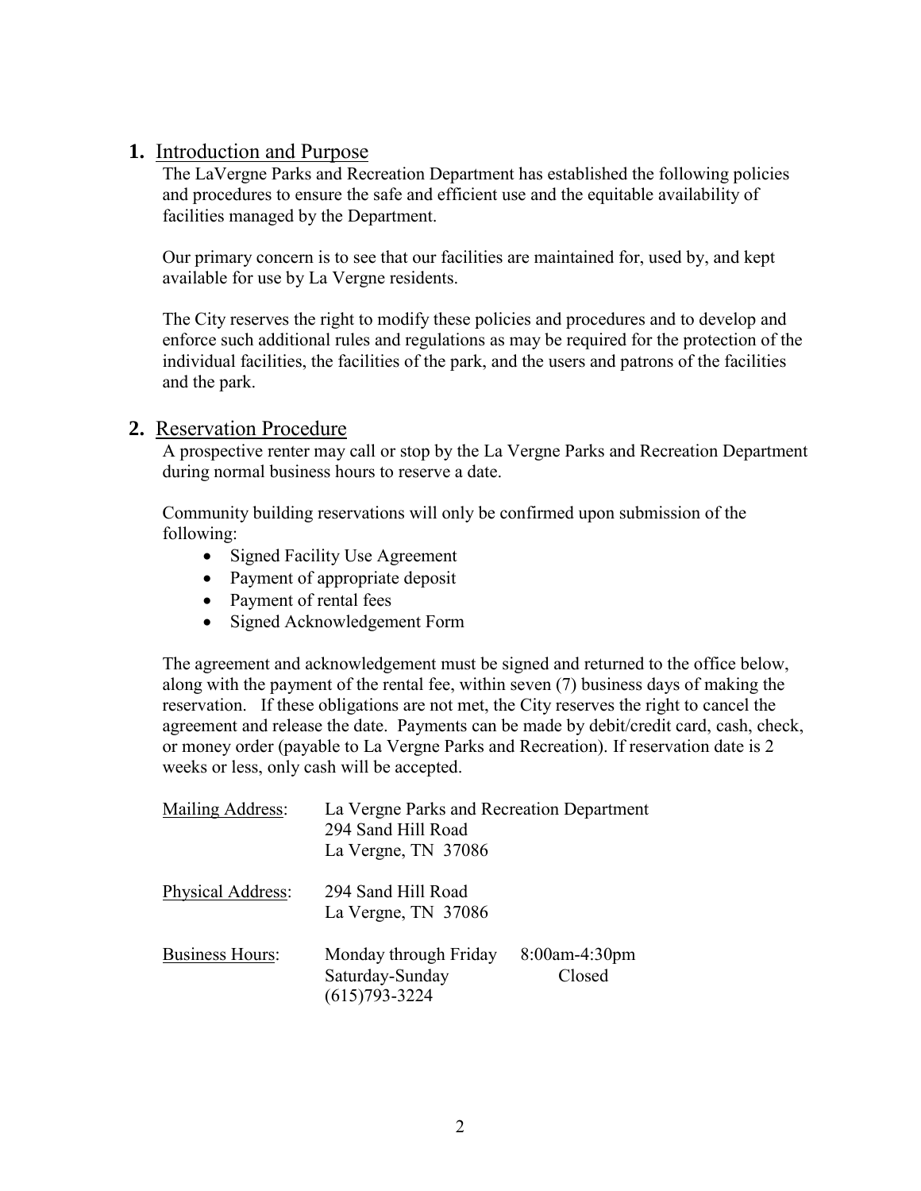## **1.** Introduction and Purpose

The LaVergne Parks and Recreation Department has established the following policies and procedures to ensure the safe and efficient use and the equitable availability of facilities managed by the Department.

Our primary concern is to see that our facilities are maintained for, used by, and kept available for use by La Vergne residents.

The City reserves the right to modify these policies and procedures and to develop and enforce such additional rules and regulations as may be required for the protection of the individual facilities, the facilities of the park, and the users and patrons of the facilities and the park.

## **2.** Reservation Procedure

A prospective renter may call or stop by the La Vergne Parks and Recreation Department during normal business hours to reserve a date.

Community building reservations will only be confirmed upon submission of the following:

- Signed Facility Use Agreement
- Payment of appropriate deposit
- Payment of rental fees
- Signed Acknowledgement Form

The agreement and acknowledgement must be signed and returned to the office below, along with the payment of the rental fee, within seven (7) business days of making the reservation. If these obligations are not met, the City reserves the right to cancel the agreement and release the date. Payments can be made by debit/credit card, cash, check, or money order (payable to La Vergne Parks and Recreation). If reservation date is 2 weeks or less, only cash will be accepted.

| | | |
|---|---|---|
| Mailing Address: | La Vergne Parks and Recreation Department<br>294 Sand Hill Road<br>La Vergne, TN 37086 | |
| Physical Address: | 294 Sand Hill Road<br>La Vergne, TN 37086 | |
| Business Hours: | Monday through Friday | 8:00am-4:30pm |
| | Saturday-Sunday | Closed |
| | (615)793-3224 | |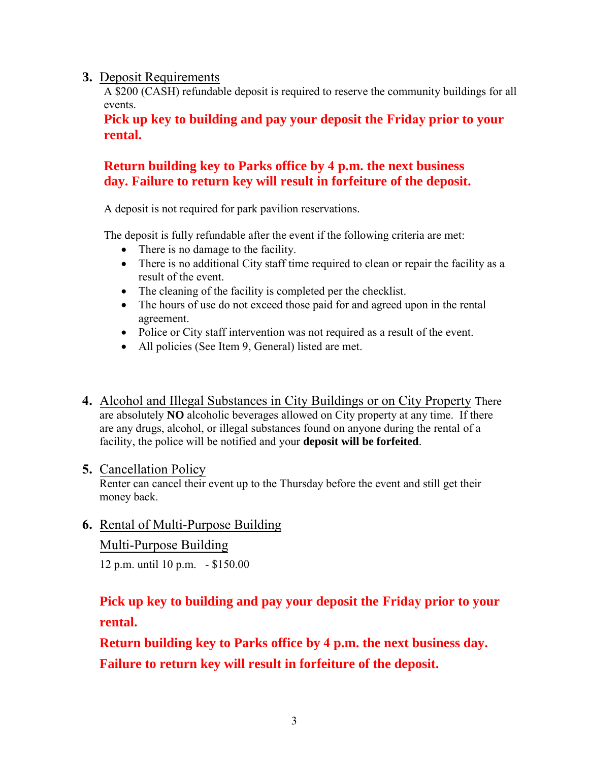3. <u>Deposit Requirements</u>

A $200 (CASH) refundable deposit is required to reserve the community buildings for all events.

**Pick up key to building and pay your deposit the Friday prior to your rental.**

**Return building key to Parks office by 4 p.m. the next business day. Failure to return key will result in forfeiture of the deposit.**

A deposit is not required for park pavilion reservations.

The deposit is fully refundable after the event if the following criteria are met:

- There is no damage to the facility.
- There is no additional City staff time required to clean or repair the facility as a result of the event.
- The cleaning of the facility is completed per the checklist.
- The hours of use do not exceed those paid for and agreed upon in the rental agreement.
- Police or City staff intervention was not required as a result of the event.
- All policies (See Item 9, General) listed are met.

4. <u>Alcohol and Illegal Substances in City Buildings or on City Property</u> There are absolutely **NO** alcoholic beverages allowed on City property at any time. If there are any drugs, alcohol, or illegal substances found on anyone during the rental of a facility, the police will be notified and your **deposit will be forfeited**.

5. <u>Cancellation Policy</u>

Renter can cancel their event up to the Thursday before the event and still get their money back.

6. <u>Rental of Multi-Purpose Building</u>

<u>Multi-Purpose Building</u>

12 p.m. until 10 p.m. - $150.00

**Pick up key to building and pay your deposit the Friday prior to your rental.**

**Return building key to Parks office by 4 p.m. the next business day.**

**Failure to return key will result in forfeiture of the deposit.**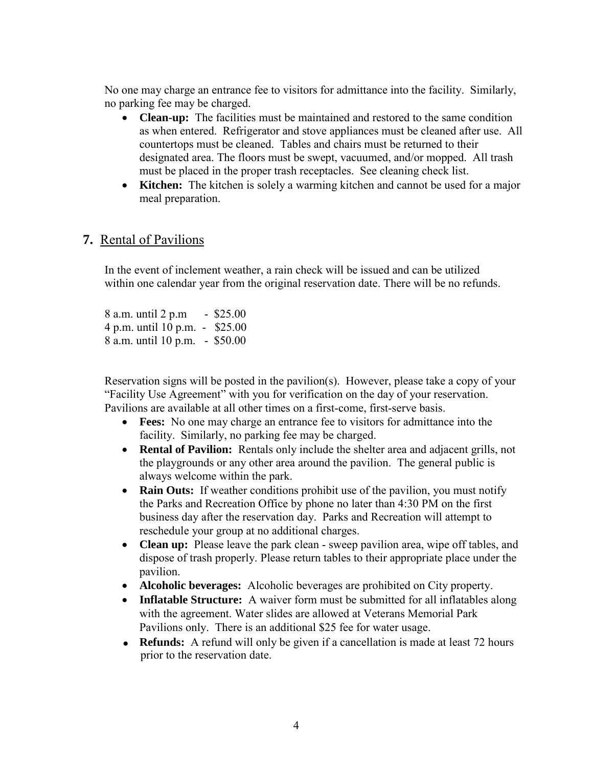No one may charge an entrance fee to visitors for admittance into the facility. Similarly, no parking fee may be charged.

- **Clean-up:** The facilities must be maintained and restored to the same condition as when entered. Refrigerator and stove appliances must be cleaned after use. All countertops must be cleaned. Tables and chairs must be returned to their designated area. The floors must be swept, vacuumed, and/or mopped. All trash must be placed in the proper trash receptacles. See cleaning check list.
- **Kitchen:** The kitchen is solely a warming kitchen and cannot be used for a major meal preparation.

## 7. Rental of Pavilions

In the event of inclement weather, a rain check will be issued and can be utilized within one calendar year from the original reservation date. There will be no refunds.

8 a.m. until 2 p.m - $25.00
4 p.m. until 10 p.m. - $25.00
8 a.m. until 10 p.m. - $50.00

Reservation signs will be posted in the pavilion(s). However, please take a copy of your "Facility Use Agreement" with you for verification on the day of your reservation. Pavilions are available at all other times on a first-come, first-serve basis.

- **Fees:** No one may charge an entrance fee to visitors for admittance into the facility. Similarly, no parking fee may be charged.
- **Rental of Pavilion:** Rentals only include the shelter area and adjacent grills, not the playgrounds or any other area around the pavilion. The general public is always welcome within the park.
- **Rain Outs:** If weather conditions prohibit use of the pavilion, you must notify the Parks and Recreation Office by phone no later than 4:30 PM on the first business day after the reservation day. Parks and Recreation will attempt to reschedule your group at no additional charges.
- **Clean up:** Please leave the park clean - sweep pavilion area, wipe off tables, and dispose of trash properly. Please return tables to their appropriate place under the pavilion.
- **Alcoholic beverages:** Alcoholic beverages are prohibited on City property.
- **Inflatable Structure:** A waiver form must be submitted for all inflatables along with the agreement. Water slides are allowed at Veterans Memorial Park Pavilions only. There is an additional $25 fee for water usage.
- **Refunds:** A refund will only be given if a cancellation is made at least 72 hours prior to the reservation date.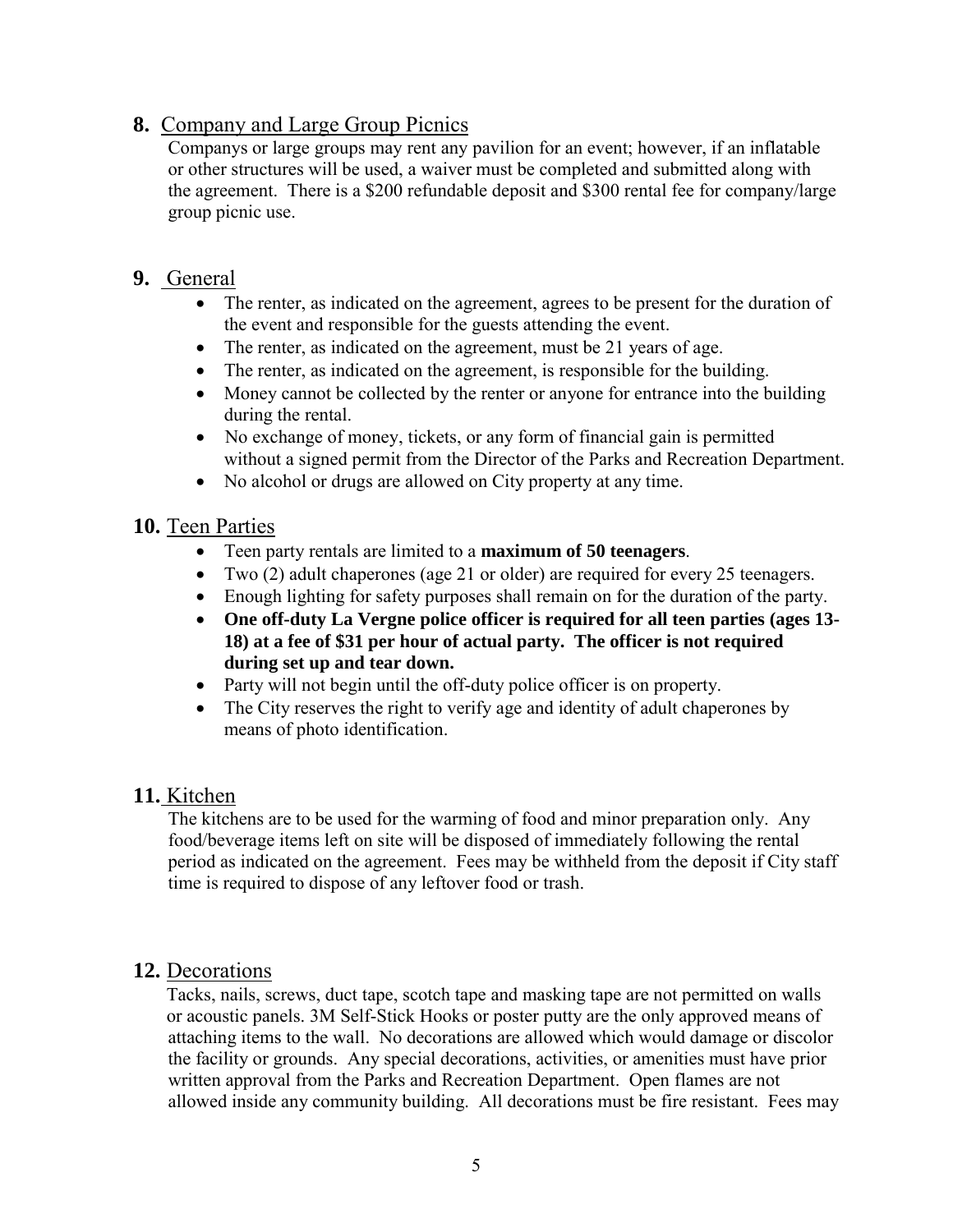## 8. Company and Large Group Picnics

Companys or large groups may rent any pavilion for an event; however, if an inflatable or other structures will be used, a waiver must be completed and submitted along with the agreement. There is a $200 refundable deposit and $300 rental fee for company/large group picnic use.

## 9. General

- The renter, as indicated on the agreement, agrees to be present for the duration of the event and responsible for the guests attending the event.
- The renter, as indicated on the agreement, must be 21 years of age.
- The renter, as indicated on the agreement, is responsible for the building.
- Money cannot be collected by the renter or anyone for entrance into the building during the rental.
- No exchange of money, tickets, or any form of financial gain is permitted without a signed permit from the Director of the Parks and Recreation Department.
- No alcohol or drugs are allowed on City property at any time.

## 10. Teen Parties

- Teen party rentals are limited to a **maximum of 50 teenagers**.
- Two (2) adult chaperones (age 21 or older) are required for every 25 teenagers.
- Enough lighting for safety purposes shall remain on for the duration of the party.
- **One off-duty La Vergne police officer is required for all teen parties (ages 13-18) at a fee of $31 per hour of actual party. The officer is not required during set up and tear down.**
- Party will not begin until the off-duty police officer is on property.
- The City reserves the right to verify age and identity of adult chaperones by means of photo identification.

## 11. Kitchen

The kitchens are to be used for the warming of food and minor preparation only. Any food/beverage items left on site will be disposed of immediately following the rental period as indicated on the agreement. Fees may be withheld from the deposit if City staff time is required to dispose of any leftover food or trash.

## 12. Decorations

Tacks, nails, screws, duct tape, scotch tape and masking tape are not permitted on walls or acoustic panels. 3M Self-Stick Hooks or poster putty are the only approved means of attaching items to the wall. No decorations are allowed which would damage or discolor the facility or grounds. Any special decorations, activities, or amenities must have prior written approval from the Parks and Recreation Department. Open flames are not allowed inside any community building. All decorations must be fire resistant. Fees may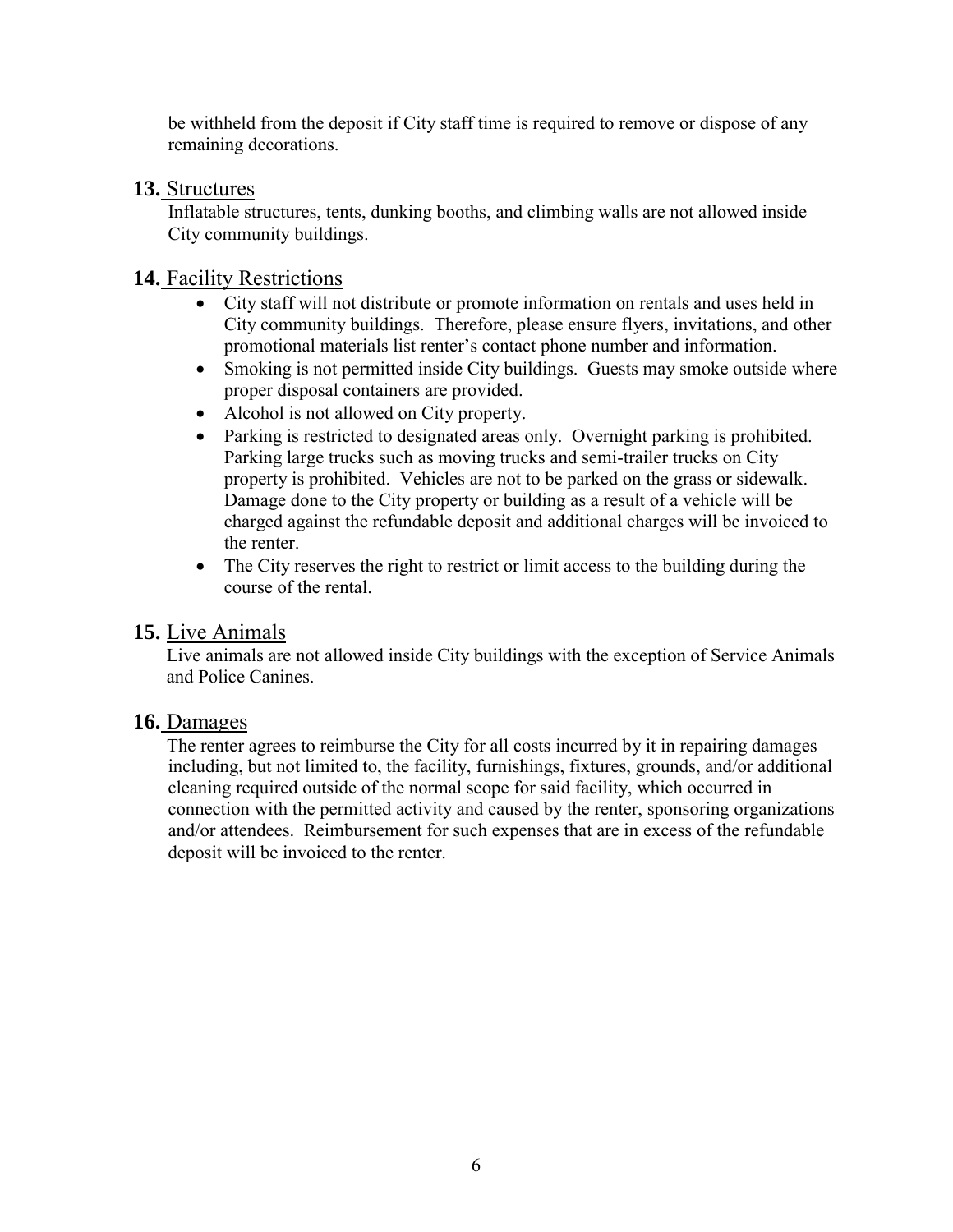be withheld from the deposit if City staff time is required to remove or dispose of any remaining decorations.

## **13.** Structures

Inflatable structures, tents, dunking booths, and climbing walls are not allowed inside City community buildings.

## **14.** Facility Restrictions

- City staff will not distribute or promote information on rentals and uses held in City community buildings. Therefore, please ensure flyers, invitations, and other promotional materials list renter's contact phone number and information.
- Smoking is not permitted inside City buildings. Guests may smoke outside where proper disposal containers are provided.
- Alcohol is not allowed on City property.
- Parking is restricted to designated areas only. Overnight parking is prohibited. Parking large trucks such as moving trucks and semi-trailer trucks on City property is prohibited. Vehicles are not to be parked on the grass or sidewalk. Damage done to the City property or building as a result of a vehicle will be charged against the refundable deposit and additional charges will be invoiced to the renter.
- The City reserves the right to restrict or limit access to the building during the course of the rental.

## **15.** Live Animals

Live animals are not allowed inside City buildings with the exception of Service Animals and Police Canines.

## **16.** Damages

The renter agrees to reimburse the City for all costs incurred by it in repairing damages including, but not limited to, the facility, furnishings, fixtures, grounds, and/or additional cleaning required outside of the normal scope for said facility, which occurred in connection with the permitted activity and caused by the renter, sponsoring organizations and/or attendees. Reimbursement for such expenses that are in excess of the refundable deposit will be invoiced to the renter.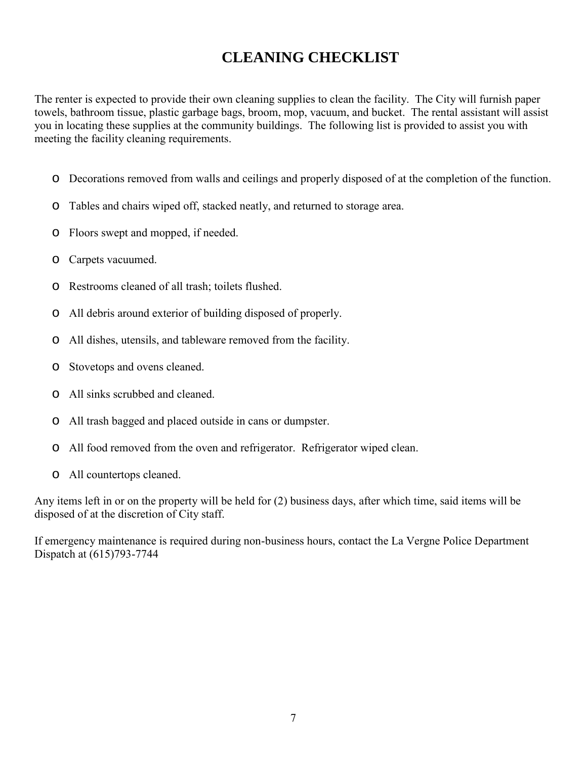# CLEANING CHECKLIST

The renter is expected to provide their own cleaning supplies to clean the facility. The City will furnish paper towels, bathroom tissue, plastic garbage bags, broom, mop, vacuum, and bucket. The rental assistant will assist you in locating these supplies at the community buildings. The following list is provided to assist you with meeting the facility cleaning requirements.

- Decorations removed from walls and ceilings and properly disposed of at the completion of the function.
- Tables and chairs wiped off, stacked neatly, and returned to storage area.
- Floors swept and mopped, if needed.
- Carpets vacuumed.
- Restrooms cleaned of all trash; toilets flushed.
- All debris around exterior of building disposed of properly.
- All dishes, utensils, and tableware removed from the facility.
- Stovetops and ovens cleaned.
- All sinks scrubbed and cleaned.
- All trash bagged and placed outside in cans or dumpster.
- All food removed from the oven and refrigerator. Refrigerator wiped clean.
- All countertops cleaned.

Any items left in or on the property will be held for (2) business days, after which time, said items will be disposed of at the discretion of City staff.

If emergency maintenance is required during non-business hours, contact the La Vergne Police Department Dispatch at (615)793-7744